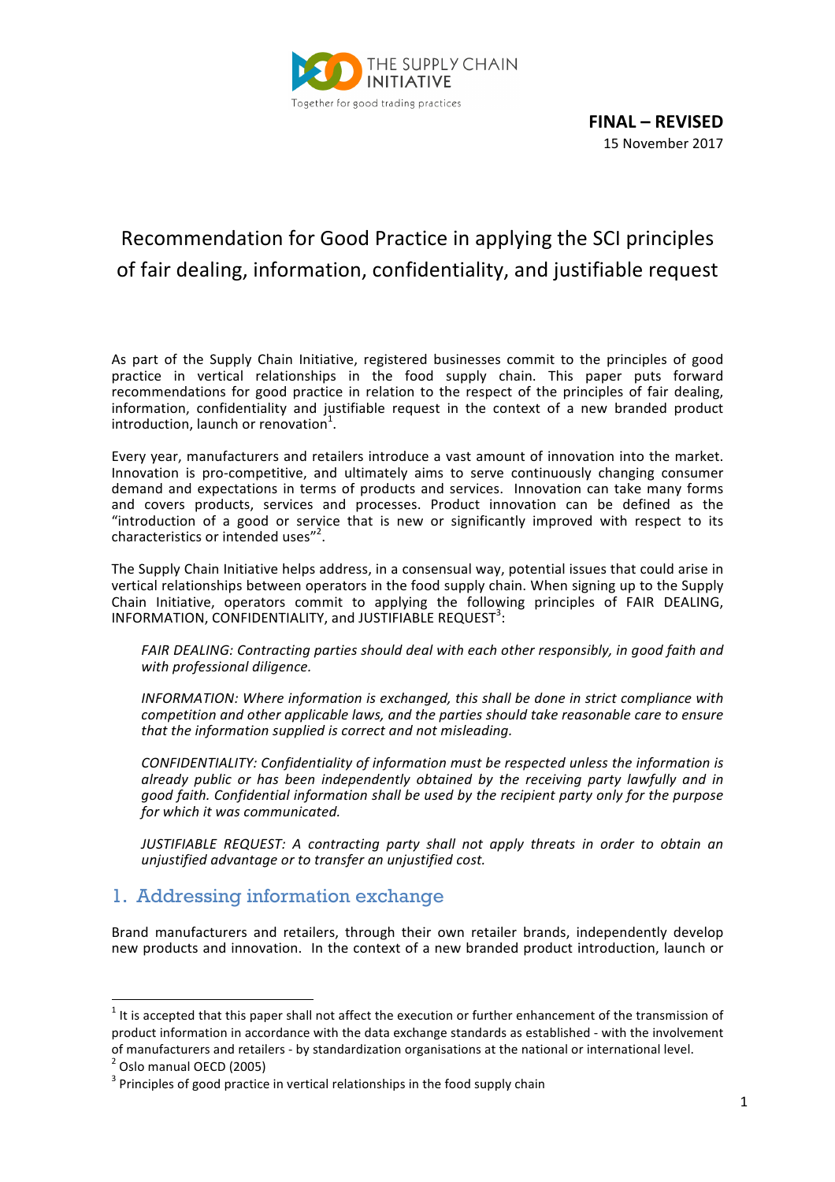**FINAL – REVISED**
15 November 2017

# Recommendation for Good Practice in applying the SCI principles of fair dealing, information, confidentiality, and justifiable request

As part of the Supply Chain Initiative, registered businesses commit to the principles of good practice in vertical relationships in the food supply chain. This paper puts forward recommendations for good practice in relation to the respect of the principles of fair dealing, information, confidentiality and justifiable request in the context of a new branded product introduction, launch or renovation[1].

Every year, manufacturers and retailers introduce a vast amount of innovation into the market. Innovation is pro-competitive, and ultimately aims to serve continuously changing consumer demand and expectations in terms of products and services. Innovation can take many forms and covers products, services and processes. Product innovation can be defined as the "introduction of a good or service that is new or significantly improved with respect to its characteristics or intended uses"[2].

The Supply Chain Initiative helps address, in a consensual way, potential issues that could arise in vertical relationships between operators in the food supply chain. When signing up to the Supply Chain Initiative, operators commit to applying the following principles of FAIR DEALING, INFORMATION, CONFIDENTIALITY, and JUSTIFIABLE REQUEST[3]:

> *FAIR DEALING: Contracting parties should deal with each other responsibly, in good faith and with professional diligence.*
>
> *INFORMATION: Where information is exchanged, this shall be done in strict compliance with competition and other applicable laws, and the parties should take reasonable care to ensure that the information supplied is correct and not misleading.*
>
> *CONFIDENTIALITY: Confidentiality of information must be respected unless the information is already public or has been independently obtained by the receiving party lawfully and in good faith. Confidential information shall be used by the recipient party only for the purpose for which it was communicated.*
>
> *JUSTIFIABLE REQUEST: A contracting party shall not apply threats in order to obtain an unjustified advantage or to transfer an unjustified cost.*

## 1. Addressing information exchange

Brand manufacturers and retailers, through their own retailer brands, independently develop new products and innovation. In the context of a new branded product introduction, launch or

---

[1] It is accepted that this paper shall not affect the execution or further enhancement of the transmission of product information in accordance with the data exchange standards as established - with the involvement of manufacturers and retailers - by standardization organisations at the national or international level.

[2] Oslo manual OECD (2005)

[3] Principles of good practice in vertical relationships in the food supply chain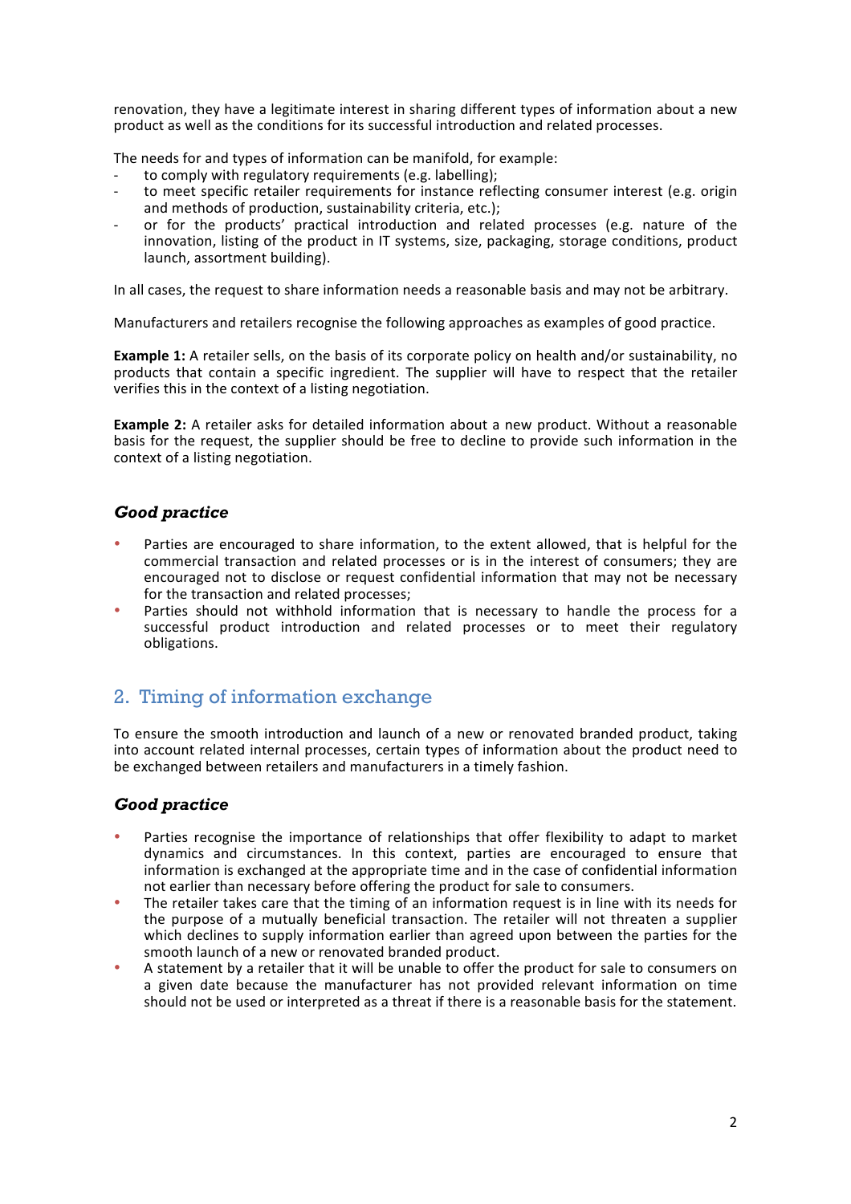renovation, they have a legitimate interest in sharing different types of information about a new product as well as the conditions for its successful introduction and related processes.

The needs for and types of information can be manifold, for example:

- to comply with regulatory requirements (e.g. labelling);
- to meet specific retailer requirements for instance reflecting consumer interest (e.g. origin and methods of production, sustainability criteria, etc.);
- or for the products' practical introduction and related processes (e.g. nature of the innovation, listing of the product in IT systems, size, packaging, storage conditions, product launch, assortment building).

In all cases, the request to share information needs a reasonable basis and may not be arbitrary.

Manufacturers and retailers recognise the following approaches as examples of good practice.

**Example 1:** A retailer sells, on the basis of its corporate policy on health and/or sustainability, no products that contain a specific ingredient. The supplier will have to respect that the retailer verifies this in the context of a listing negotiation.

**Example 2:** A retailer asks for detailed information about a new product. Without a reasonable basis for the request, the supplier should be free to decline to provide such information in the context of a listing negotiation.

### *Good practice*

- Parties are encouraged to share information, to the extent allowed, that is helpful for the commercial transaction and related processes or is in the interest of consumers; they are encouraged not to disclose or request confidential information that may not be necessary for the transaction and related processes;
- Parties should not withhold information that is necessary to handle the process for a successful product introduction and related processes or to meet their regulatory obligations.

## 2. Timing of information exchange

To ensure the smooth introduction and launch of a new or renovated branded product, taking into account related internal processes, certain types of information about the product need to be exchanged between retailers and manufacturers in a timely fashion.

### *Good practice*

- Parties recognise the importance of relationships that offer flexibility to adapt to market dynamics and circumstances. In this context, parties are encouraged to ensure that information is exchanged at the appropriate time and in the case of confidential information not earlier than necessary before offering the product for sale to consumers.
- The retailer takes care that the timing of an information request is in line with its needs for the purpose of a mutually beneficial transaction. The retailer will not threaten a supplier which declines to supply information earlier than agreed upon between the parties for the smooth launch of a new or renovated branded product.
- A statement by a retailer that it will be unable to offer the product for sale to consumers on a given date because the manufacturer has not provided relevant information on time should not be used or interpreted as a threat if there is a reasonable basis for the statement.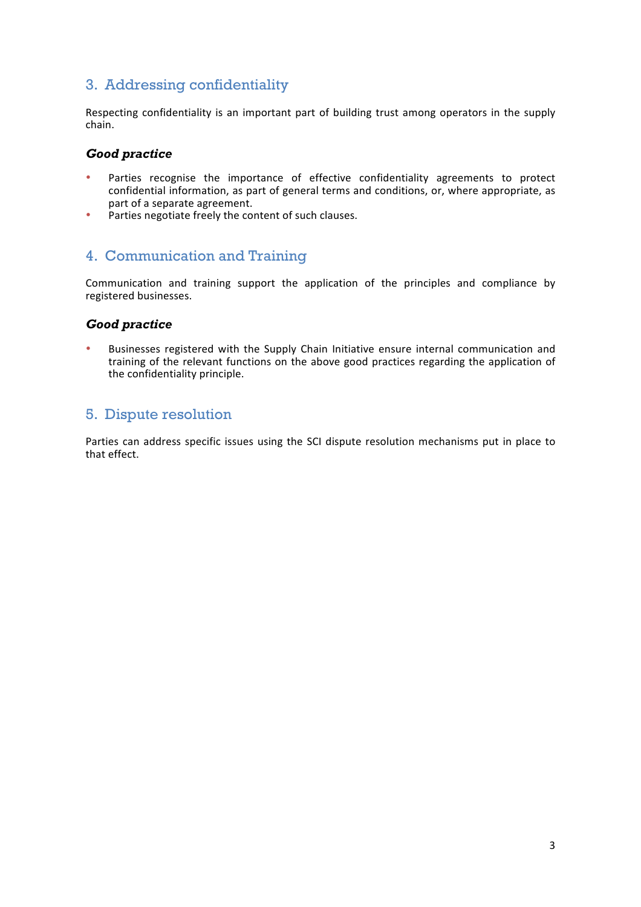## 3. Addressing confidentiality

Respecting confidentiality is an important part of building trust among operators in the supply chain.

### *Good practice*

- Parties recognise the importance of effective confidentiality agreements to protect confidential information, as part of general terms and conditions, or, where appropriate, as part of a separate agreement.
- Parties negotiate freely the content of such clauses.

## 4. Communication and Training

Communication and training support the application of the principles and compliance by registered businesses.

### *Good practice*

- Businesses registered with the Supply Chain Initiative ensure internal communication and training of the relevant functions on the above good practices regarding the application of the confidentiality principle.

## 5. Dispute resolution

Parties can address specific issues using the SCI dispute resolution mechanisms put in place to that effect.